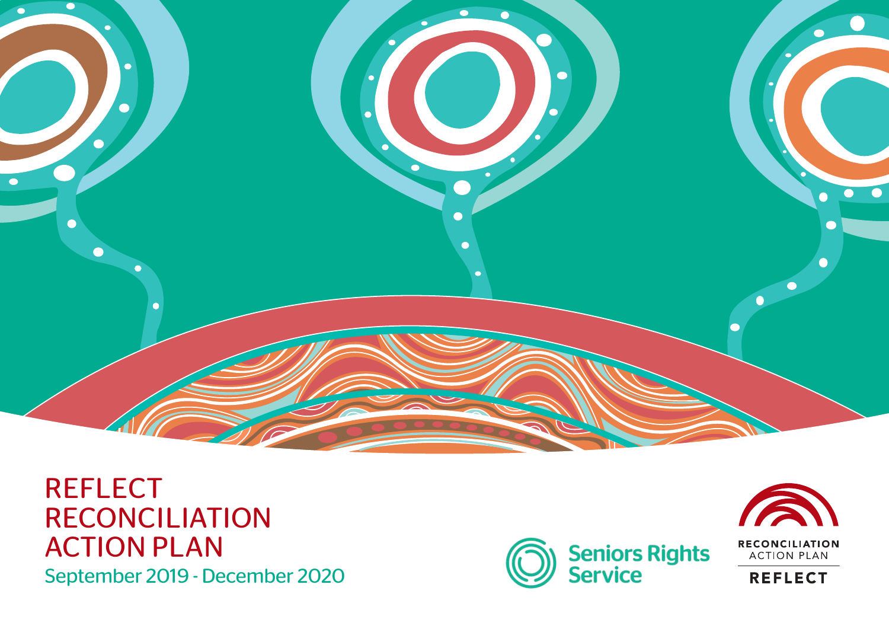# REFLECT RECONCILIATION ACTION PLAN

September 2019 - December 2020

Seniors Rights Service

RECONCILIATION ACTION PLAN

REFLECT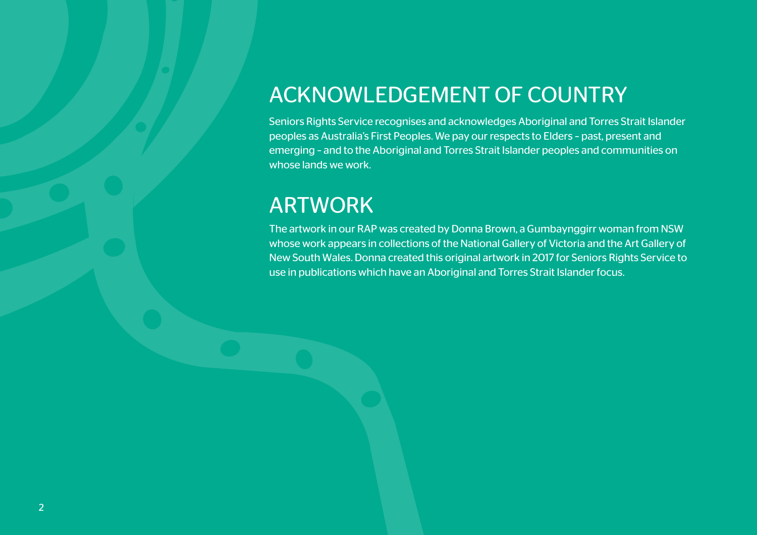## ACKNOWLEDGEMENT OF COUNTRY

Seniors Rights Service recognises and acknowledges Aboriginal and Torres Strait Islander peoples as Australia's First Peoples. We pay our respects to Elders – past, present and emerging – and to the Aboriginal and Torres Strait Islander peoples and communities on whose lands we work.

## ARTWORK

The artwork in our RAP was created by Donna Brown, a Gumbaynggirr woman from NSW whose work appears in collections of the National Gallery of Victoria and the Art Gallery of New South Wales. Donna created this original artwork in 2017 for Seniors Rights Service to use in publications which have an Aboriginal and Torres Strait Islander focus.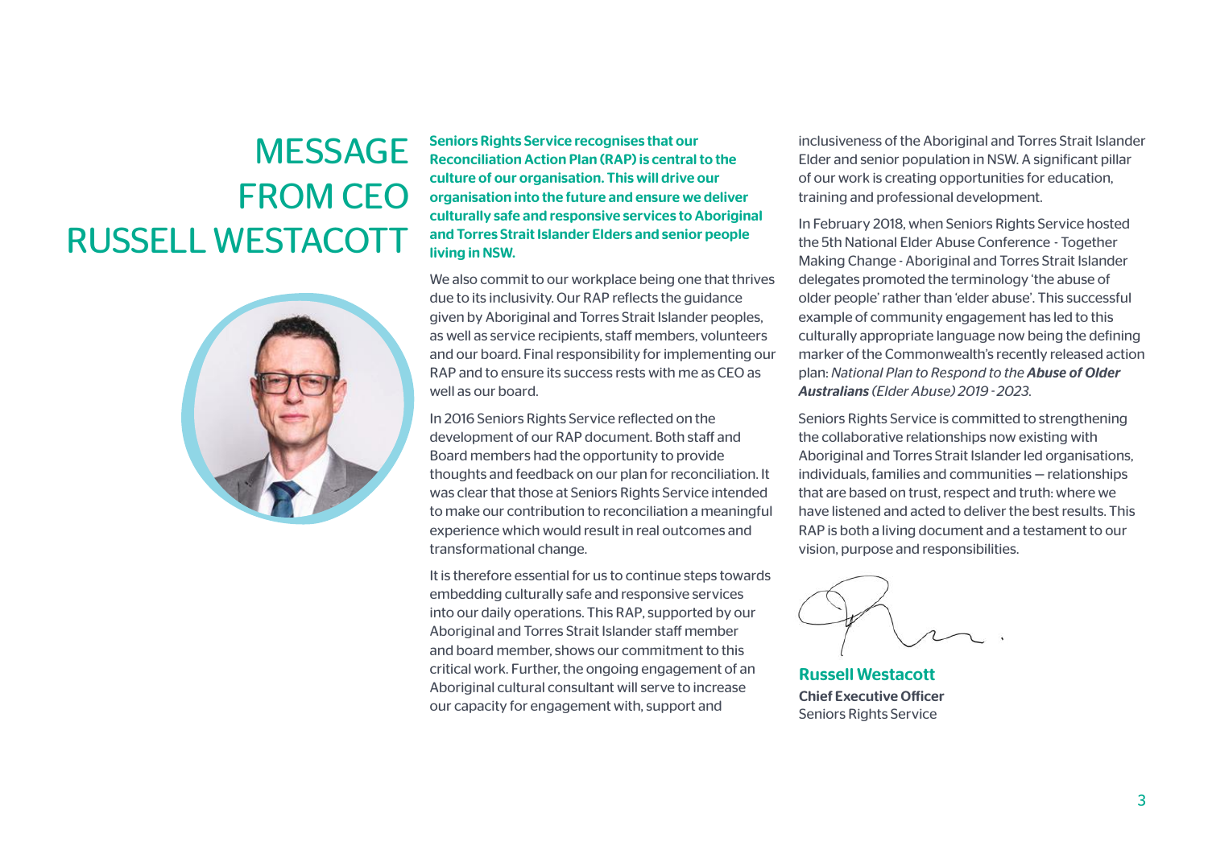# MESSAGE FROM CEO RUSSELL WESTACOTT

**Seniors Rights Service recognises that our Reconciliation Action Plan (RAP) is central to the culture of our organisation. This will drive our organisation into the future and ensure we deliver culturally safe and responsive services to Aboriginal and Torres Strait Islander Elders and senior people living in NSW.**

We also commit to our workplace being one that thrives due to its inclusivity. Our RAP reflects the guidance given by Aboriginal and Torres Strait Islander peoples, as well as service recipients, staff members, volunteers and our board. Final responsibility for implementing our RAP and to ensure its success rests with me as CEO as well as our board.

In 2016 Seniors Rights Service reflected on the development of our RAP document. Both staff and Board members had the opportunity to provide thoughts and feedback on our plan for reconciliation. It was clear that those at Seniors Rights Service intended to make our contribution to reconciliation a meaningful experience which would result in real outcomes and transformational change.

It is therefore essential for us to continue steps towards embedding culturally safe and responsive services into our daily operations. This RAP, supported by our Aboriginal and Torres Strait Islander staff member and board member, shows our commitment to this critical work. Further, the ongoing engagement of an Aboriginal cultural consultant will serve to increase our capacity for engagement with, support and inclusiveness of the Aboriginal and Torres Strait Islander Elder and senior population in NSW. A significant pillar of our work is creating opportunities for education, training and professional development.

In February 2018, when Seniors Rights Service hosted the 5th National Elder Abuse Conference - Together Making Change - Aboriginal and Torres Strait Islander delegates promoted the terminology 'the abuse of older people' rather than 'elder abuse'. This successful example of community engagement has led to this culturally appropriate language now being the defining marker of the Commonwealth's recently released action plan: *National Plan to Respond to the **Abuse of Older Australians** (Elder Abuse) 2019 - 2023.*

Seniors Rights Service is committed to strengthening the collaborative relationships now existing with Aboriginal and Torres Strait Islander led organisations, individuals, families and communities — relationships that are based on trust, respect and truth: where we have listened and acted to deliver the best results. This RAP is both a living document and a testament to our vision, purpose and responsibilities.

**Russell Westacott**
**Chief Executive Officer**
Seniors Rights Service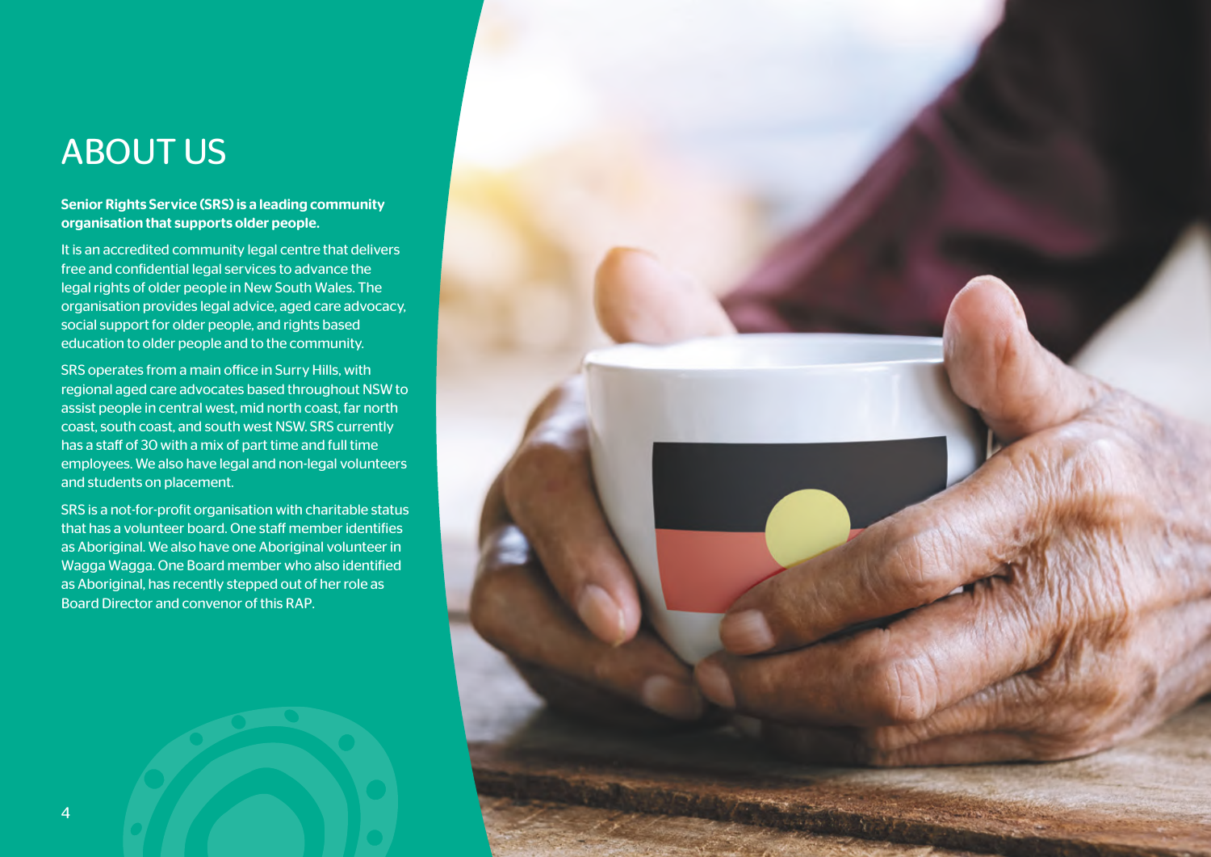# ABOUT US

**Senior Rights Service (SRS) is a leading community organisation that supports older people.**

It is an accredited community legal centre that delivers free and confidential legal services to advance the legal rights of older people in New South Wales. The organisation provides legal advice, aged care advocacy, social support for older people, and rights based education to older people and to the community.

SRS operates from a main office in Surry Hills, with regional aged care advocates based throughout NSW to assist people in central west, mid north coast, far north coast, south coast, and south west NSW. SRS currently has a staff of 30 with a mix of part time and full time employees. We also have legal and non-legal volunteers and students on placement.

SRS is a not-for-profit organisation with charitable status that has a volunteer board. One staff member identifies as Aboriginal. We also have one Aboriginal volunteer in Wagga Wagga. One Board member who also identified as Aboriginal, has recently stepped out of her role as Board Director and convenor of this RAP.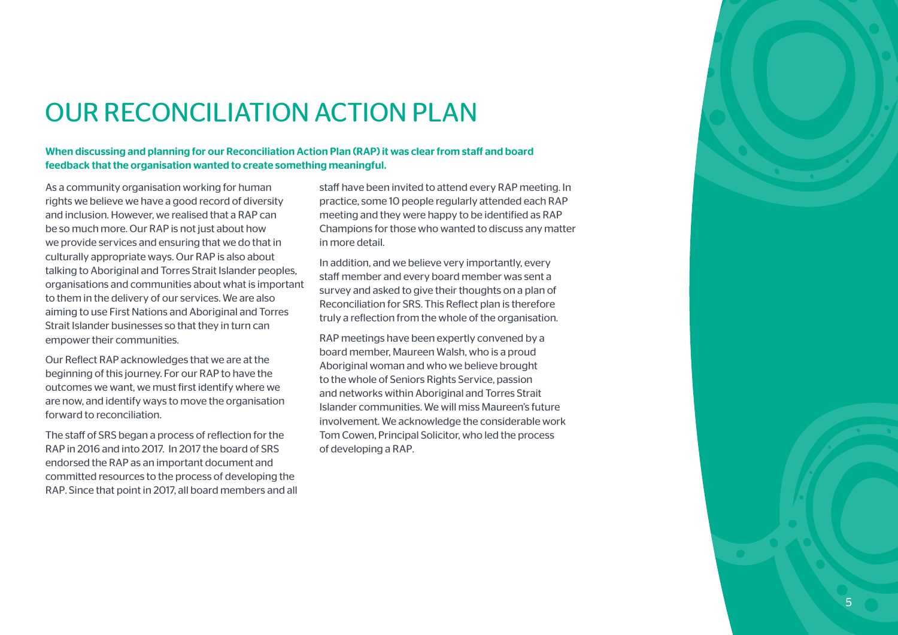# OUR RECONCILIATION ACTION PLAN

**When discussing and planning for our Reconciliation Action Plan (RAP) it was clear from staff and board feedback that the organisation wanted to create something meaningful.**

As a community organisation working for human rights we believe we have a good record of diversity and inclusion. However, we realised that a RAP can be so much more. Our RAP is not just about how we provide services and ensuring that we do that in culturally appropriate ways. Our RAP is also about talking to Aboriginal and Torres Strait Islander peoples, organisations and communities about what is important to them in the delivery of our services. We are also aiming to use First Nations and Aboriginal and Torres Strait Islander businesses so that they in turn can empower their communities.

Our Reflect RAP acknowledges that we are at the beginning of this journey. For our RAP to have the outcomes we want, we must first identify where we are now, and identify ways to move the organisation forward to reconciliation.

The staff of SRS began a process of reflection for the RAP in 2016 and into 2017. In 2017 the board of SRS endorsed the RAP as an important document and committed resources to the process of developing the RAP. Since that point in 2017, all board members and all staff have been invited to attend every RAP meeting. In practice, some 10 people regularly attended each RAP meeting and they were happy to be identified as RAP Champions for those who wanted to discuss any matter in more detail.

In addition, and we believe very importantly, every staff member and every board member was sent a survey and asked to give their thoughts on a plan of Reconciliation for SRS. This Reflect plan is therefore truly a reflection from the whole of the organisation.

RAP meetings have been expertly convened by a board member, Maureen Walsh, who is a proud Aboriginal woman and who we believe brought to the whole of Seniors Rights Service, passion and networks within Aboriginal and Torres Strait Islander communities. We will miss Maureen's future involvement. We acknowledge the considerable work Tom Cowen, Principal Solicitor, who led the process of developing a RAP.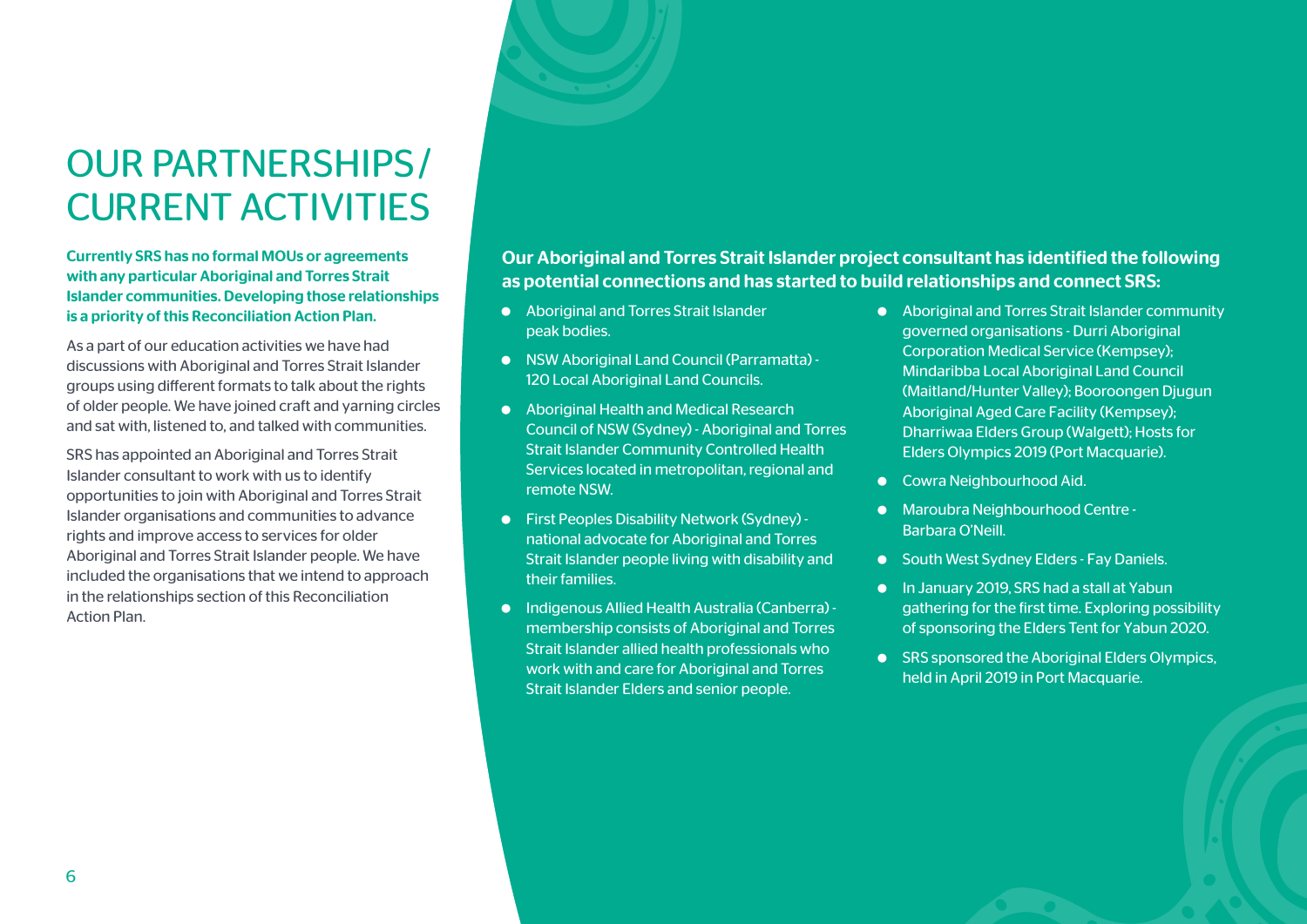# OUR PARTNERSHIPS / CURRENT ACTIVITIES

**Currently SRS has no formal MOUs or agreements with any particular Aboriginal and Torres Strait Islander communities. Developing those relationships is a priority of this Reconciliation Action Plan.**

As a part of our education activities we have had discussions with Aboriginal and Torres Strait Islander groups using different formats to talk about the rights of older people. We have joined craft and yarning circles and sat with, listened to, and talked with communities.

SRS has appointed an Aboriginal and Torres Strait Islander consultant to work with us to identify opportunities to join with Aboriginal and Torres Strait Islander organisations and communities to advance rights and improve access to services for older Aboriginal and Torres Strait Islander people. We have included the organisations that we intend to approach in the relationships section of this Reconciliation Action Plan.

**Our Aboriginal and Torres Strait Islander project consultant has identified the following as potential connections and has started to build relationships and connect SRS:**

- Aboriginal and Torres Strait Islander peak bodies.
- NSW Aboriginal Land Council (Parramatta) - 120 Local Aboriginal Land Councils.
- Aboriginal Health and Medical Research Council of NSW (Sydney) - Aboriginal and Torres Strait Islander Community Controlled Health Services located in metropolitan, regional and remote NSW.
- First Peoples Disability Network (Sydney) - national advocate for Aboriginal and Torres Strait Islander people living with disability and their families.
- Indigenous Allied Health Australia (Canberra) - membership consists of Aboriginal and Torres Strait Islander allied health professionals who work with and care for Aboriginal and Torres Strait Islander Elders and senior people.
- Aboriginal and Torres Strait Islander community governed organisations - Durri Aboriginal Corporation Medical Service (Kempsey); Mindaribba Local Aboriginal Land Council (Maitland/Hunter Valley); Booroongen Djugun Aboriginal Aged Care Facility (Kempsey); Dharriwaa Elders Group (Walgett); Hosts for Elders Olympics 2019 (Port Macquarie).
- Cowra Neighbourhood Aid.
- Maroubra Neighbourhood Centre - Barbara O'Neill.
- South West Sydney Elders - Fay Daniels.
- In January 2019, SRS had a stall at Yabun gathering for the first time. Exploring possibility of sponsoring the Elders Tent for Yabun 2020.
- SRS sponsored the Aboriginal Elders Olympics, held in April 2019 in Port Macquarie.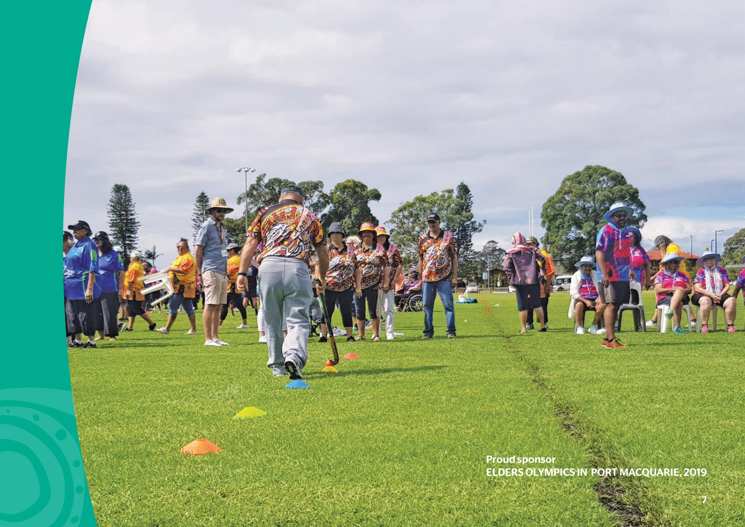**Proud sponsor**
**ELDERS OLYMPICS IN PORT MACQUARIE, 2019**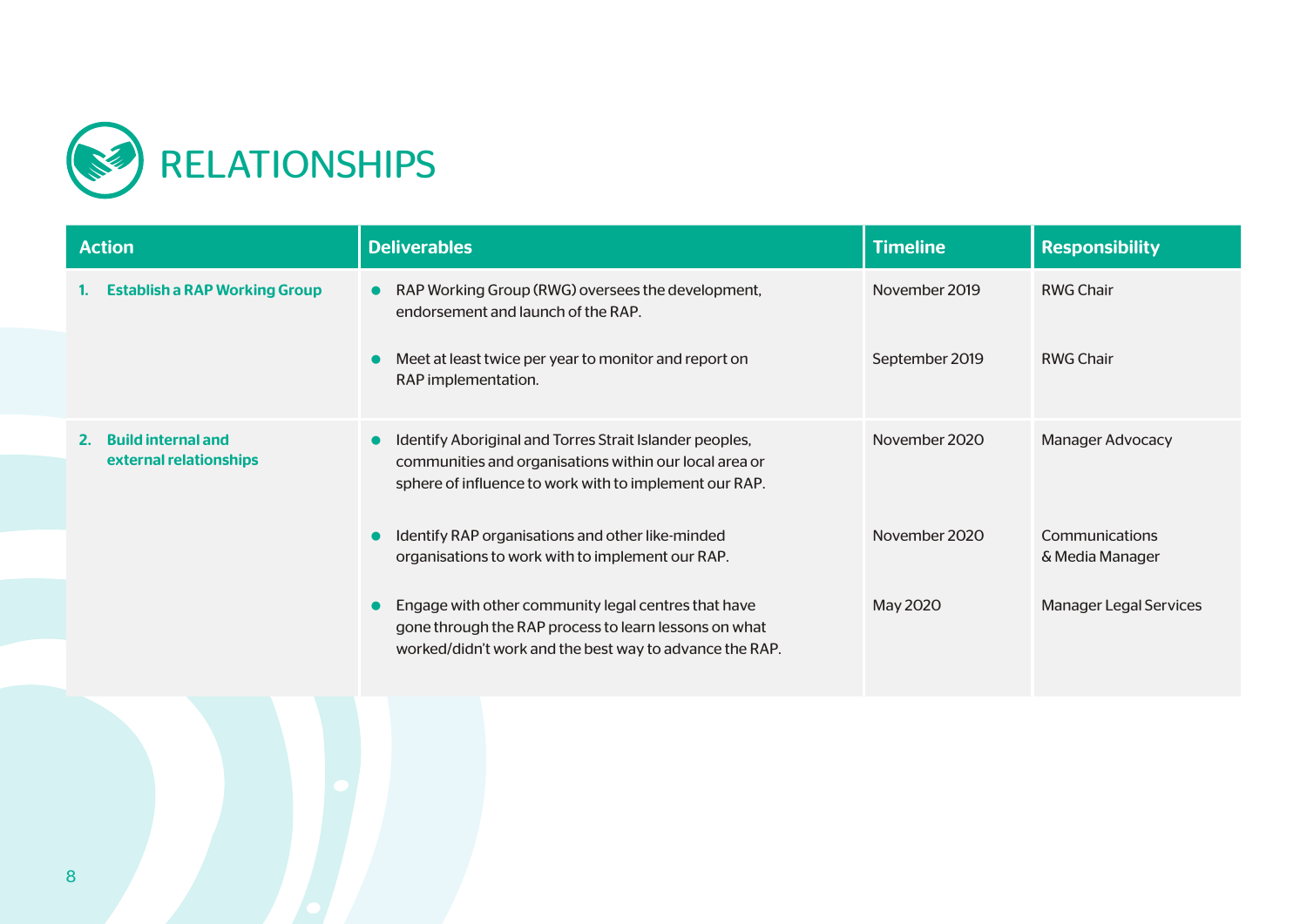# RELATIONSHIPS

| Action | Deliverables | Timeline | Responsibility |
|---|---|---|---|
| 1. **Establish a RAP Working Group** | • RAP Working Group (RWG) oversees the development, endorsement and launch of the RAP. | November 2019 | RWG Chair |
| | • Meet at least twice per year to monitor and report on RAP implementation. | September 2019 | RWG Chair |
| 2. **Build internal and external relationships** | • Identify Aboriginal and Torres Strait Islander peoples, communities and organisations within our local area or sphere of influence to work with to implement our RAP. | November 2020 | Manager Advocacy |
| | • Identify RAP organisations and other like-minded organisations to work with to implement our RAP. | November 2020 | Communications & Media Manager |
| | • Engage with other community legal centres that have gone through the RAP process to learn lessons on what worked/didn't work and the best way to advance the RAP. | May 2020 | Manager Legal Services |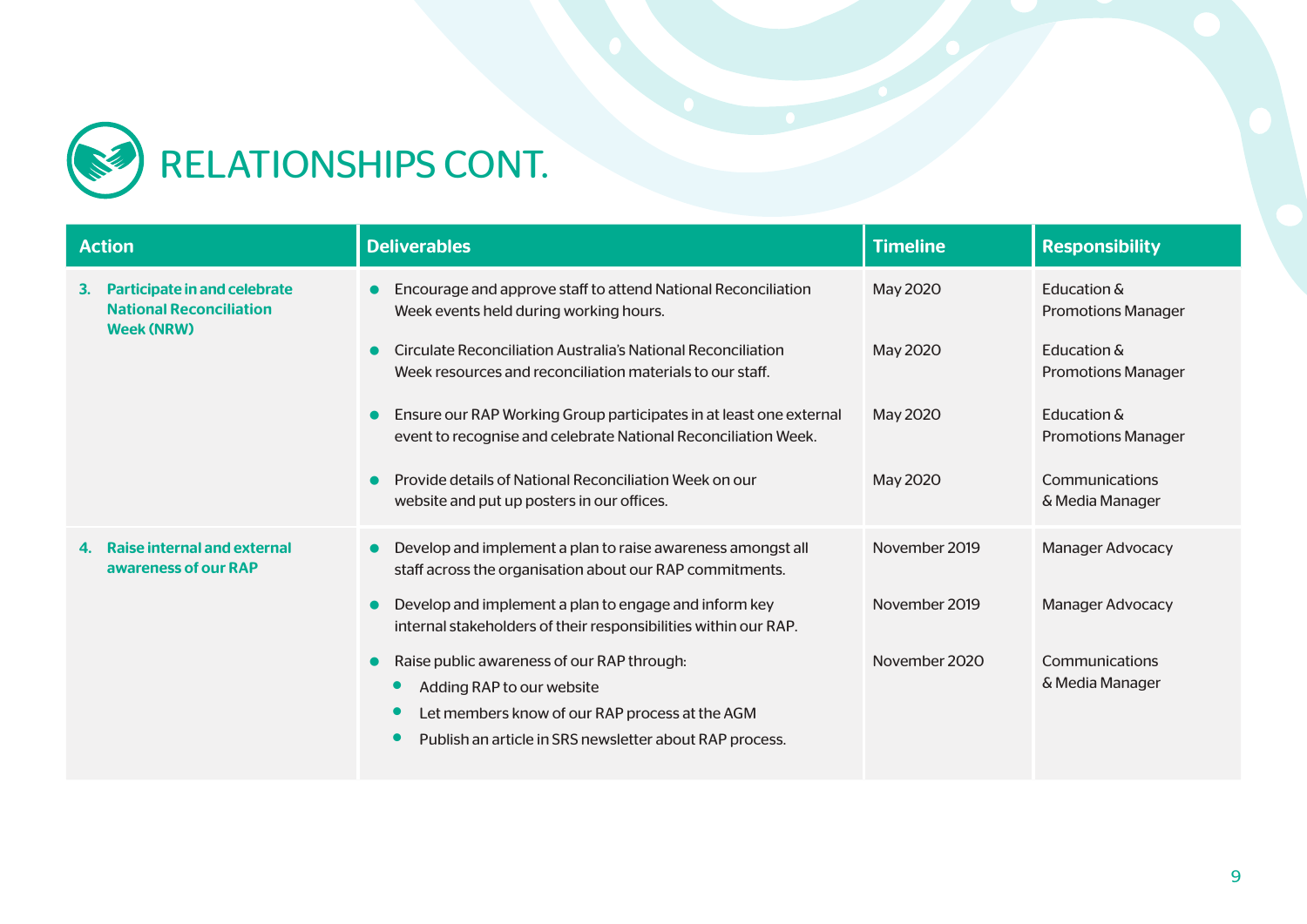# RELATIONSHIPS CONT.

| Action | Deliverables | Timeline | Responsibility |
|---|---|---|---|
| **3. Participate in and celebrate National Reconciliation Week (NRW)** | • Encourage and approve staff to attend National Reconciliation Week events held during working hours. | May 2020 | Education & Promotions Manager |
| | • Circulate Reconciliation Australia's National Reconciliation Week resources and reconciliation materials to our staff. | May 2020 | Education & Promotions Manager |
| | • Ensure our RAP Working Group participates in at least one external event to recognise and celebrate National Reconciliation Week. | May 2020 | Education & Promotions Manager |
| | • Provide details of National Reconciliation Week on our website and put up posters in our offices. | May 2020 | Communications & Media Manager |
| **4. Raise internal and external awareness of our RAP** | • Develop and implement a plan to raise awareness amongst all staff across the organisation about our RAP commitments. | November 2019 | Manager Advocacy |
| | • Develop and implement a plan to engage and inform key internal stakeholders of their responsibilities within our RAP. | November 2019 | Manager Advocacy |
| | • Raise public awareness of our RAP through:<br>  • Adding RAP to our website<br>  • Let members know of our RAP process at the AGM<br>  • Publish an article in SRS newsletter about RAP process. | November 2020 | Communications & Media Manager |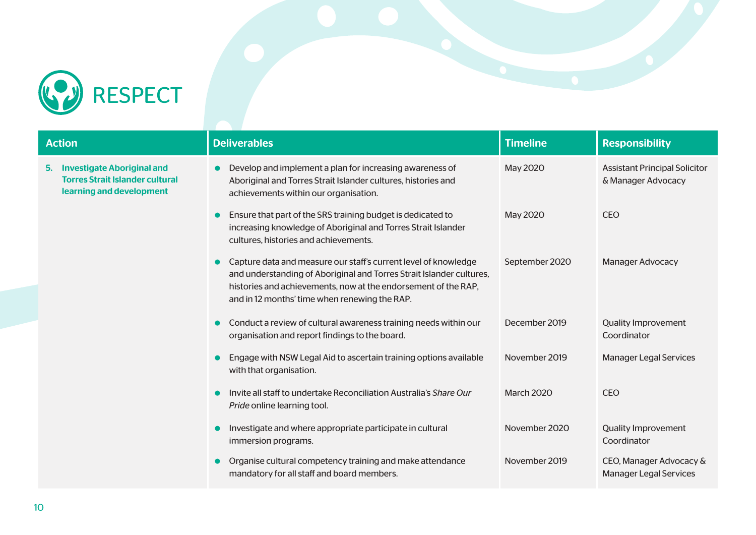# RESPECT

| Action | Deliverables | Timeline | Responsibility |
|---|---|---|---|
| **5. Investigate Aboriginal and Torres Strait Islander cultural learning and development** | • Develop and implement a plan for increasing awareness of Aboriginal and Torres Strait Islander cultures, histories and achievements within our organisation. | May 2020 | Assistant Principal Solicitor & Manager Advocacy |
| | • Ensure that part of the SRS training budget is dedicated to increasing knowledge of Aboriginal and Torres Strait Islander cultures, histories and achievements. | May 2020 | CEO |
| | • Capture data and measure our staff's current level of knowledge and understanding of Aboriginal and Torres Strait Islander cultures, histories and achievements, now at the endorsement of the RAP, and in 12 months' time when renewing the RAP. | September 2020 | Manager Advocacy |
| | • Conduct a review of cultural awareness training needs within our organisation and report findings to the board. | December 2019 | Quality Improvement Coordinator |
| | • Engage with NSW Legal Aid to ascertain training options available with that organisation. | November 2019 | Manager Legal Services |
| | • Invite all staff to undertake Reconciliation Australia's *Share Our Pride* online learning tool. | March 2020 | CEO |
| | • Investigate and where appropriate participate in cultural immersion programs. | November 2020 | Quality Improvement Coordinator |
| | • Organise cultural competency training and make attendance mandatory for all staff and board members. | November 2019 | CEO, Manager Advocacy & Manager Legal Services |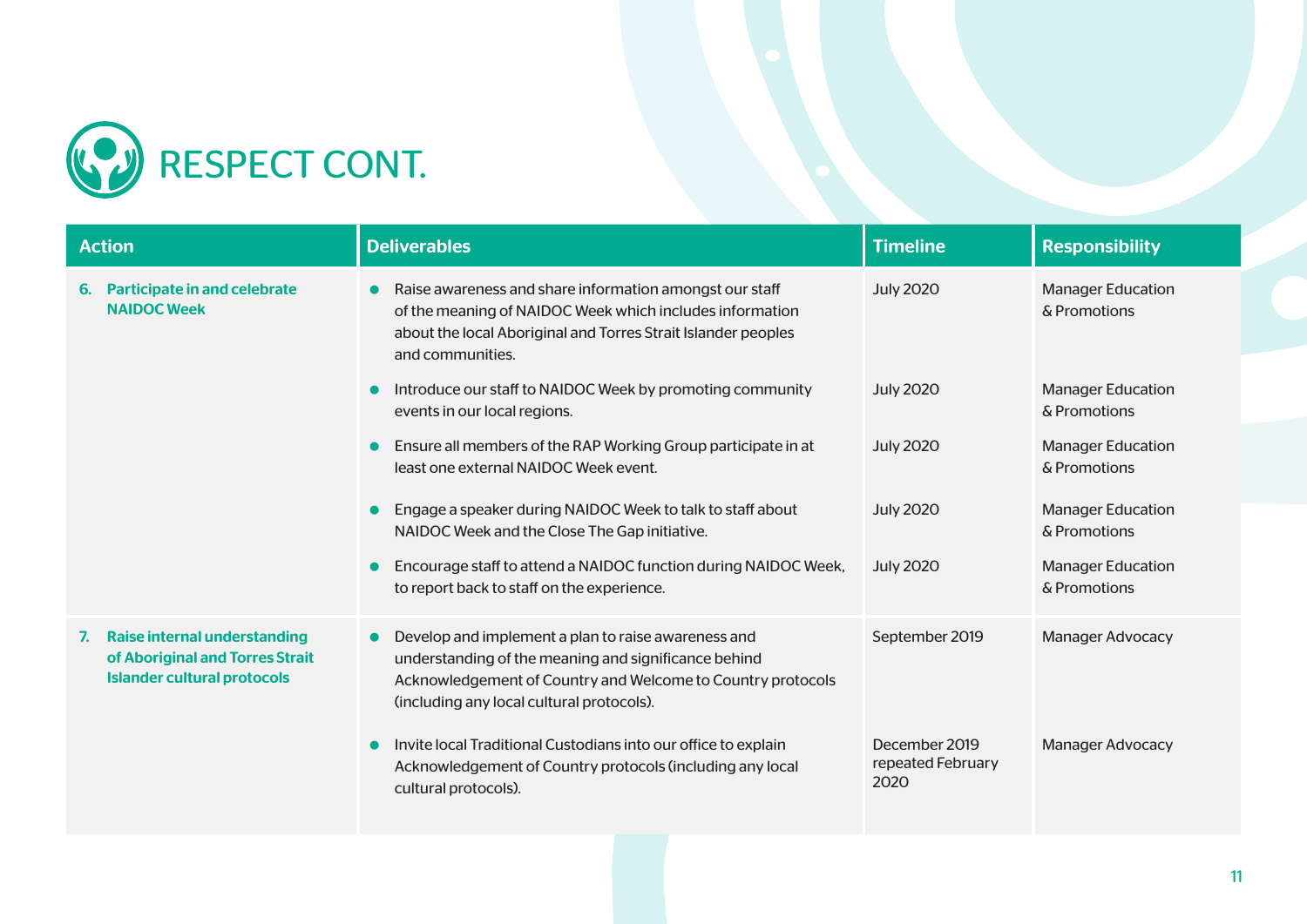# RESPECT CONT.

| Action | Deliverables | Timeline | Responsibility |
|---|---|---|---|
| **6. Participate in and celebrate NAIDOC Week** | • Raise awareness and share information amongst our staff of the meaning of NAIDOC Week which includes information about the local Aboriginal and Torres Strait Islander peoples and communities. | July 2020 | Manager Education & Promotions |
| | • Introduce our staff to NAIDOC Week by promoting community events in our local regions. | July 2020 | Manager Education & Promotions |
| | • Ensure all members of the RAP Working Group participate in at least one external NAIDOC Week event. | July 2020 | Manager Education & Promotions |
| | • Engage a speaker during NAIDOC Week to talk to staff about NAIDOC Week and the Close The Gap initiative. | July 2020 | Manager Education & Promotions |
| | • Encourage staff to attend a NAIDOC function during NAIDOC Week, to report back to staff on the experience. | July 2020 | Manager Education & Promotions |
| **7. Raise internal understanding of Aboriginal and Torres Strait Islander cultural protocols** | • Develop and implement a plan to raise awareness and understanding of the meaning and significance behind Acknowledgement of Country and Welcome to Country protocols (including any local cultural protocols). | September 2019 | Manager Advocacy |
| | • Invite local Traditional Custodians into our office to explain Acknowledgement of Country protocols (including any local cultural protocols). | December 2019 repeated February 2020 | Manager Advocacy |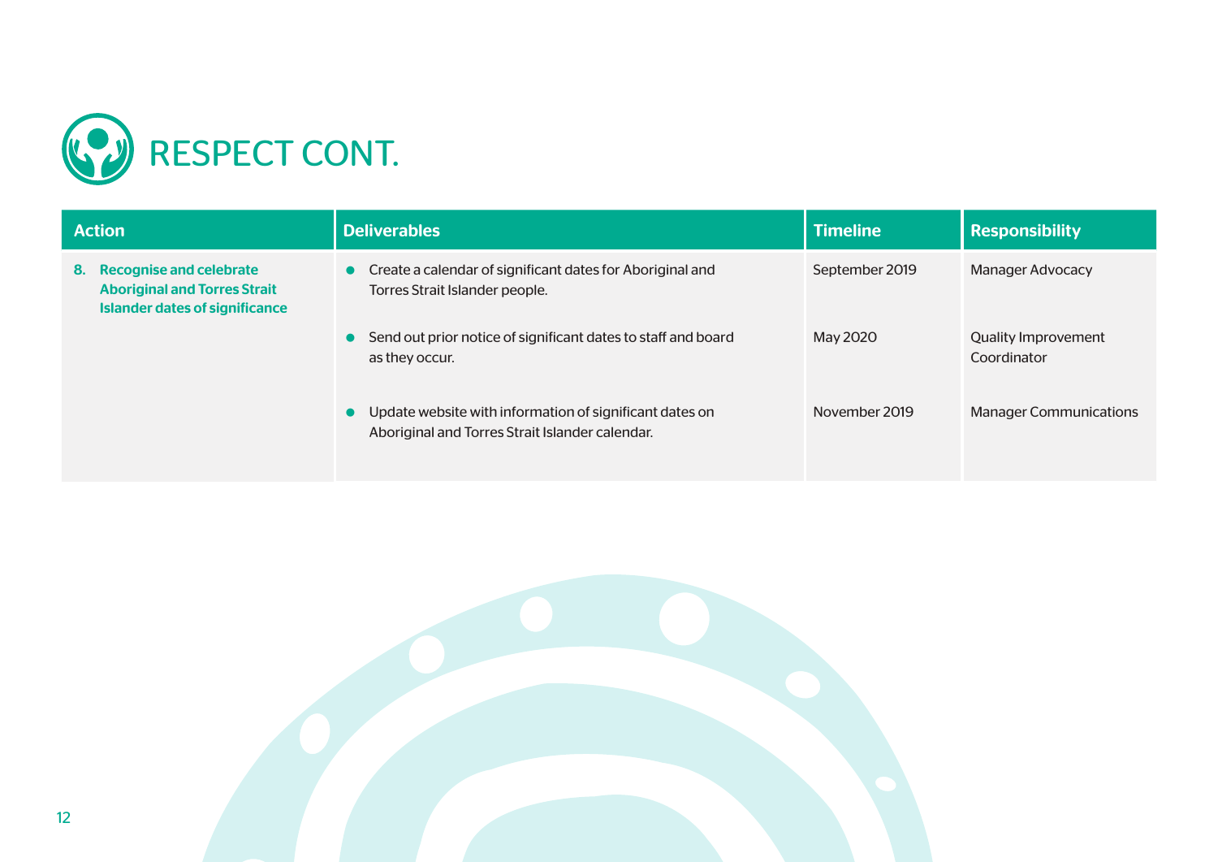# RESPECT CONT.

| Action | Deliverables | Timeline | Responsibility |
|---|---|---|---|
| **8. Recognise and celebrate Aboriginal and Torres Strait Islander dates of significance** | • Create a calendar of significant dates for Aboriginal and Torres Strait Islander people. | September 2019 | Manager Advocacy |
| | • Send out prior notice of significant dates to staff and board as they occur. | May 2020 | Quality Improvement Coordinator |
| | • Update website with information of significant dates on Aboriginal and Torres Strait Islander calendar. | November 2019 | Manager Communications |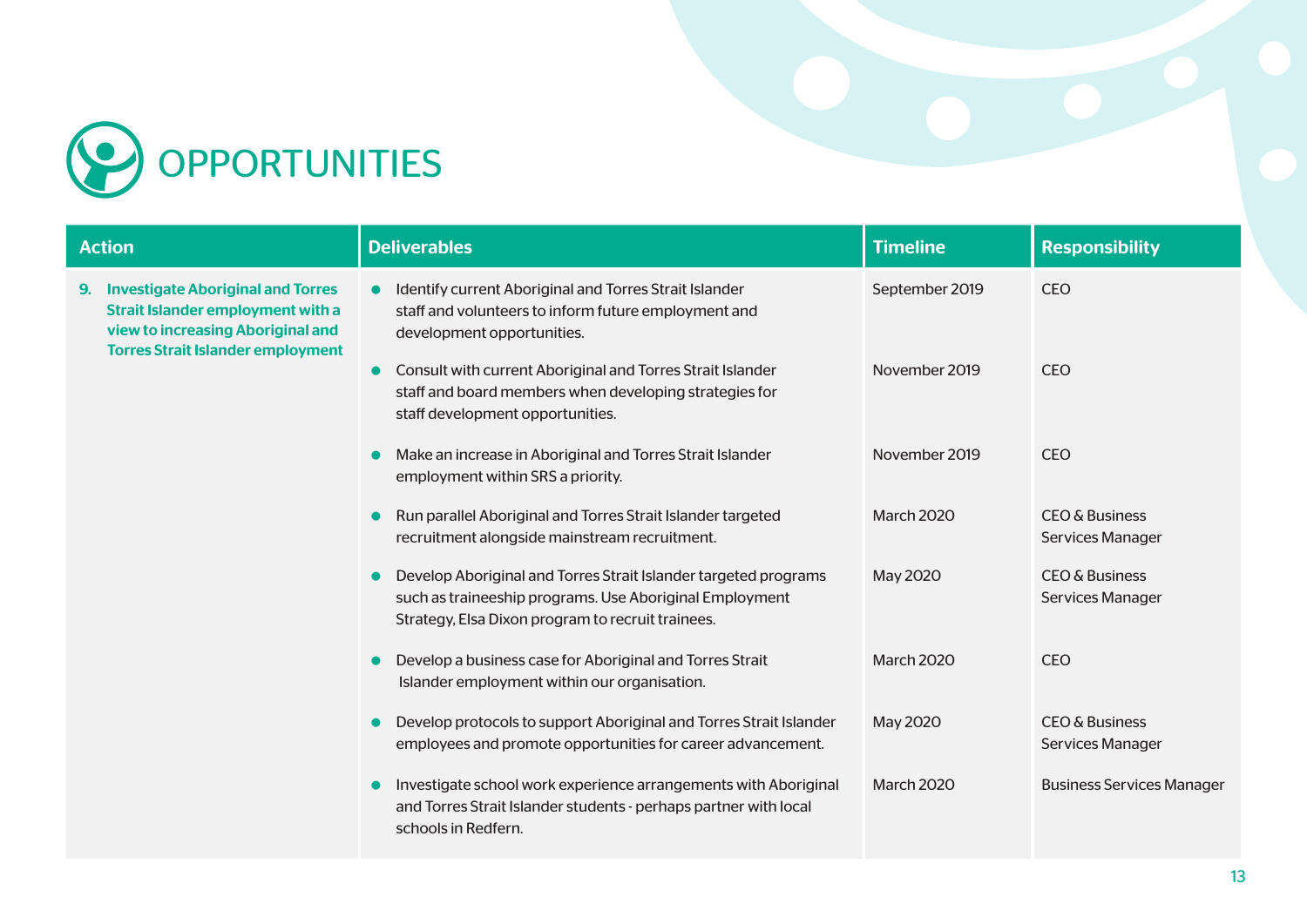# OPPORTUNITIES

| Action | Deliverables | Timeline | Responsibility |
|---|---|---|---|
| **9. Investigate Aboriginal and Torres Strait Islander employment with a view to increasing Aboriginal and Torres Strait Islander employment** | • Identify current Aboriginal and Torres Strait Islander staff and volunteers to inform future employment and development opportunities. | September 2019 | CEO |
| | • Consult with current Aboriginal and Torres Strait Islander staff and board members when developing strategies for staff development opportunities. | November 2019 | CEO |
| | • Make an increase in Aboriginal and Torres Strait Islander employment within SRS a priority. | November 2019 | CEO |
| | • Run parallel Aboriginal and Torres Strait Islander targeted recruitment alongside mainstream recruitment. | March 2020 | CEO & Business Services Manager |
| | • Develop Aboriginal and Torres Strait Islander targeted programs such as traineeship programs. Use Aboriginal Employment Strategy, Elsa Dixon program to recruit trainees. | May 2020 | CEO & Business Services Manager |
| | • Develop a business case for Aboriginal and Torres Strait Islander employment within our organisation. | March 2020 | CEO |
| | • Develop protocols to support Aboriginal and Torres Strait Islander employees and promote opportunities for career advancement. | May 2020 | CEO & Business Services Manager |
| | • Investigate school work experience arrangements with Aboriginal and Torres Strait Islander students - perhaps partner with local schools in Redfern. | March 2020 | Business Services Manager |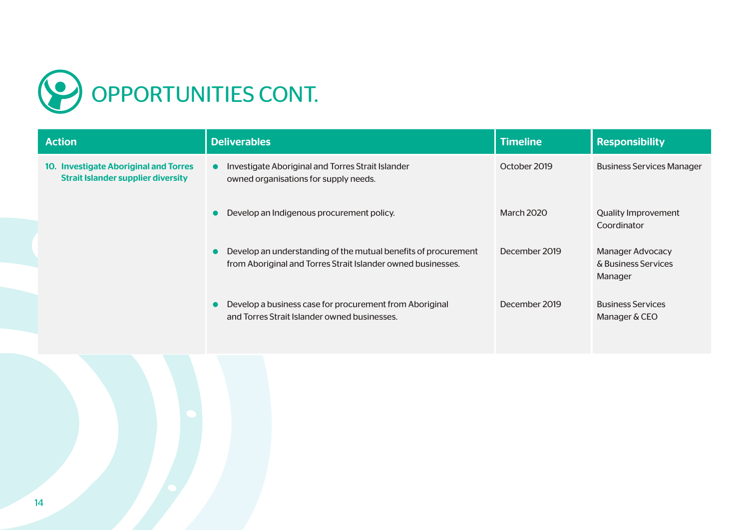# OPPORTUNITIES CONT.

| Action | Deliverables | Timeline | Responsibility |
|---|---|---|---|
| **10. Investigate Aboriginal and Torres Strait Islander supplier diversity** | • Investigate Aboriginal and Torres Strait Islander owned organisations for supply needs. | October 2019 | Business Services Manager |
| | • Develop an Indigenous procurement policy. | March 2020 | Quality Improvement Coordinator |
| | • Develop an understanding of the mutual benefits of procurement from Aboriginal and Torres Strait Islander owned businesses. | December 2019 | Manager Advocacy & Business Services Manager |
| | • Develop a business case for procurement from Aboriginal and Torres Strait Islander owned businesses. | December 2019 | Business Services Manager & CEO |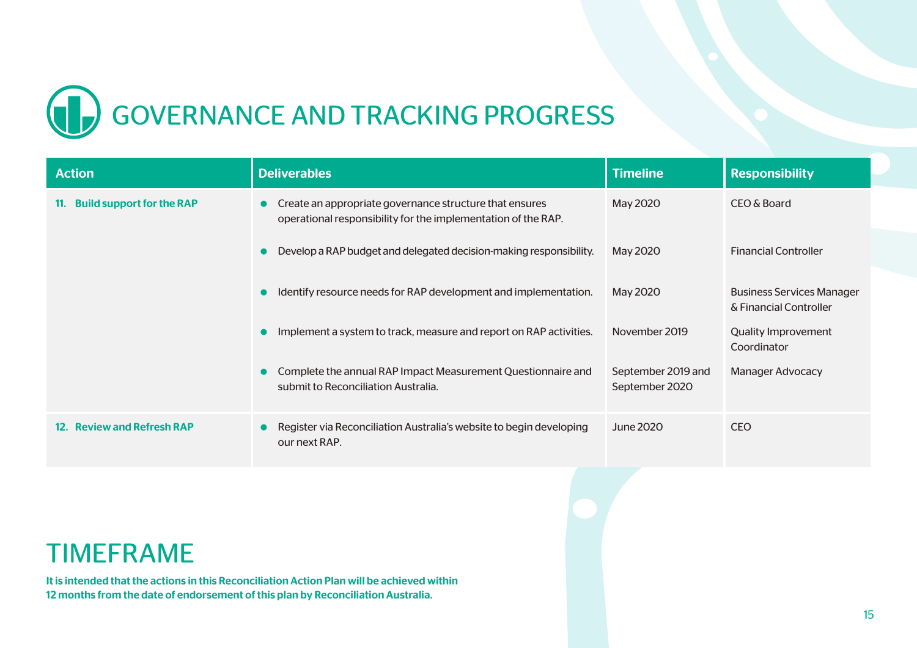# GOVERNANCE AND TRACKING PROGRESS

| Action | Deliverables | Timeline | Responsibility |
|---|---|---|---|
| **11. Build support for the RAP** | • Create an appropriate governance structure that ensures operational responsibility for the implementation of the RAP. | May 2020 | CEO & Board |
| | • Develop a RAP budget and delegated decision-making responsibility. | May 2020 | Financial Controller |
| | • Identify resource needs for RAP development and implementation. | May 2020 | Business Services Manager & Financial Controller |
| | • Implement a system to track, measure and report on RAP activities. | November 2019 | Quality Improvement Coordinator |
| | • Complete the annual RAP Impact Measurement Questionnaire and submit to Reconciliation Australia. | September 2019 and September 2020 | Manager Advocacy |
| **12. Review and Refresh RAP** | • Register via Reconciliation Australia's website to begin developing our next RAP. | June 2020 | CEO |

# TIMEFRAME

**It is intended that the actions in this Reconciliation Action Plan will be achieved within 12 months from the date of endorsement of this plan by Reconciliation Australia.**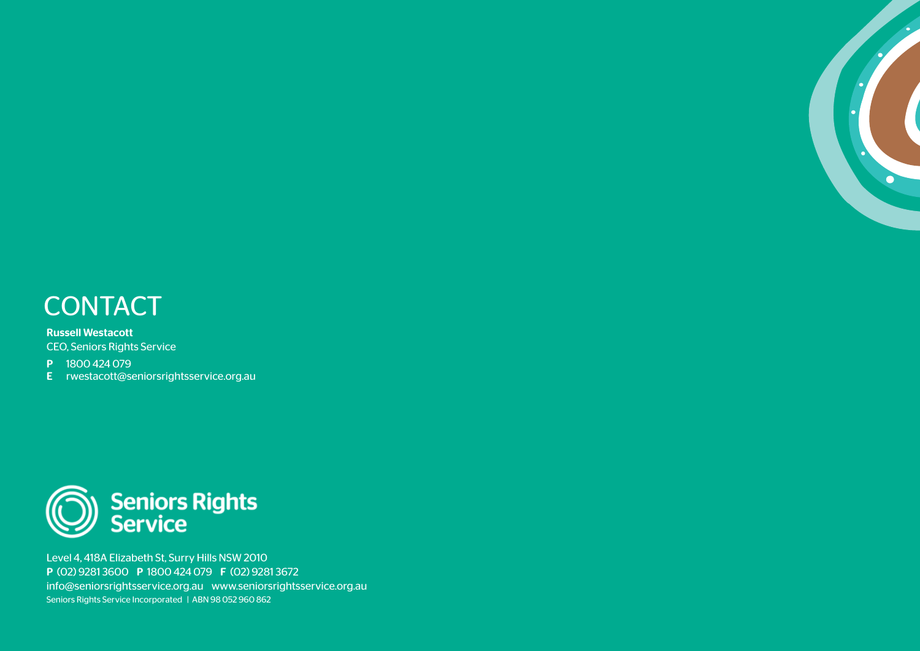# CONTACT

**Russell Westacott**
CEO, Seniors Rights Service

**P** 1800 424 079
**E** rwestacott@seniorsrightsservice.org.au

Seniors Rights Service

Level 4, 418A Elizabeth St, Surry Hills NSW 2010
**P** (02) 9281 3600 **P** 1800 424 079 **F** (02) 9281 3672
info@seniorsrightsservice.org.au www.seniorsrightsservice.org.au
Seniors Rights Service Incorporated | ABN 98 052 960 862